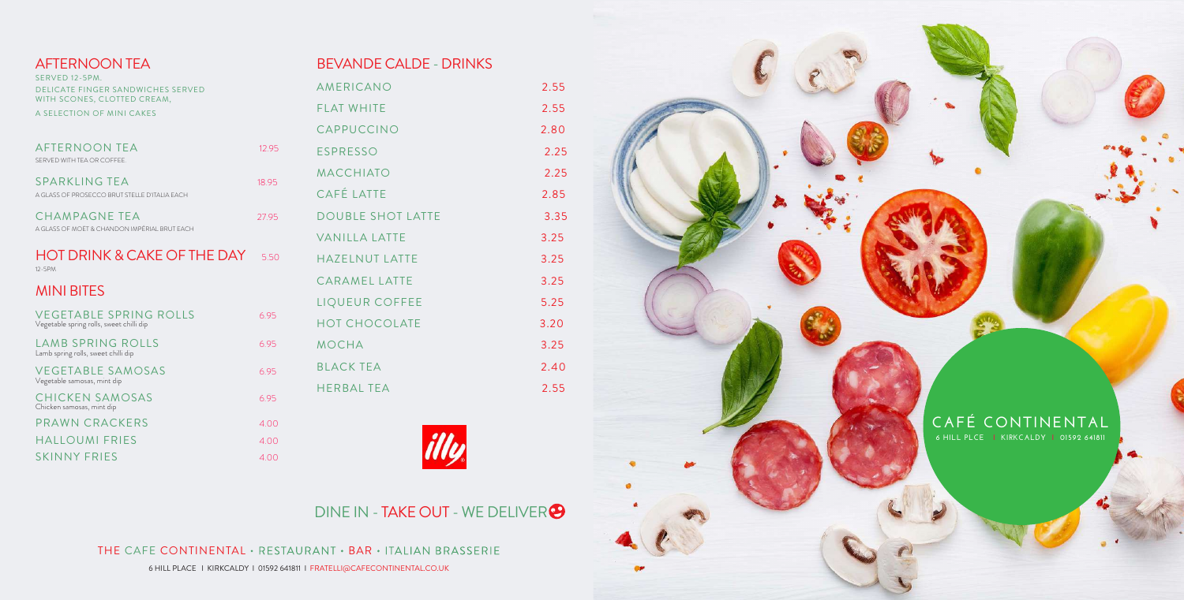## AFTERNOON TEA

SERVED 12-5PM.
DELICATE FINGER SANDWICHES SERVED WITH SCONES, CLOTTED CREAM,
A SELECTION OF MINI CAKES

| | |
|---|---|
| AFTERNOON TEA<br>SERVED WITH TEA OR COFFEE. | 12.95 |
| SPARKLING TEA<br>A GLASS OF PROSECCO BRUT STELLE D'ITALIA EACH | 18.95 |
| CHAMPAGNE TEA<br>A GLASS OF MOËT & CHANDON IMPÉRIAL BRUT EACH | 27.95 |

## HOT DRINK & CAKE OF THE DAY 5.50

12-5PM

## MINI BITES

| | |
|---|---|
| VEGETABLE SPRING ROLLS<br>Vegetable spring rolls, sweet chilli dip | 6.95 |
| LAMB SPRING ROLLS<br>Lamb spring rolls, sweet chilli dip | 6.95 |
| VEGETABLE SAMOSAS<br>Vegetable samosas, mint dip | 6.95 |
| CHICKEN SAMOSAS<br>Chicken samosas, mint dip | 6.95 |
| PRAWN CRACKERS | 4.00 |
| HALLOUMI FRIES | 4.00 |
| SKINNY FRIES | 4.00 |

## BEVANDE CALDE - DRINKS

| | |
|---|---|
| AMERICANO | 2.55 |
| FLAT WHITE | 2.55 |
| CAPPUCCINO | 2.80 |
| ESPRESSO | 2.25 |
| MACCHIATO | 2.25 |
| CAFÉ LATTE | 2.85 |
| DOUBLE SHOT LATTE | 3.35 |
| VANILLA LATTE | 3.25 |
| HAZELNUT LATTE | 3.25 |
| CARAMEL LATTE | 3.25 |
| LIQUEUR COFFEE | 5.25 |
| HOT CHOCOLATE | 3.20 |
| MOCHA | 3.25 |
| BLACK TEA | 2.40 |
| HERBAL TEA | 2.55 |

illy

DINE IN - TAKE OUT - WE DELIVER

THE CAFE CONTINENTAL • RESTAURANT • BAR • ITALIAN BRASSERIE

6 HILL PLACE I KIRKCALDY I 01592 641811 I FRATELLI@CAFECONTINENTAL.CO.UK

CAFÉ CONTINENTAL

6 HILL PLCE | KIRKCALDY | 01592 641811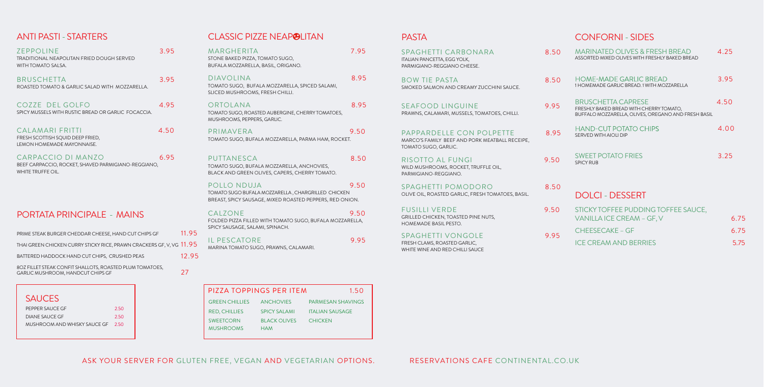## ANTI PASTI - STARTERS

**ZEPPOLINE** 3.95
TRADITIONAL NEAPOLITAN FRIED DOUGH SERVED WITH TOMATO SALSA.

**BRUSCHETTA** 3.95
ROASTED TOMATO & GARLIC SALAD WITH MOZZARELLA.

**COZZE DEL GOLFO** 4.95
SPICY MUSSELS WITH RUSTIC BREAD OR GARLIC FOCACCIA.

**CALAMARI FRITTI** 4.50
FRESH SCOTTISH SQUID DEEP FRIED, LEMON HOMEMADE MAYONNAISE.

**CARPACCIO DI MANZO** 6.95
BEEF CARPACCIO, ROCKET, SHAVED PARMIGIANO-REGGIANO, WHITE TRUFFLE OIL.

## PORTATA PRINCIPALE - MAINS

| | |
|---|---|
| PRIME STEAK BURGER CHEDDAR CHEESE, HAND CUT CHIPS GF | 11.95 |
| THAI GREEN CHICKEN CURRY STICKY RICE, PRAWN CRACKERS GF, V, VG | 11.95 |
| BATTERED HADDOCK HAND CUT CHIPS, CRUSHED PEAS | 12.95 |
| 8OZ FILLET STEAK CONFIT SHALLOTS, ROASTED PLUM TOMATOES, GARLIC MUSHROOM, HANDCUT CHIPS GF | 27 |

### SAUCES

| | |
|---|---|
| PEPPER SAUCE GF | 2.50 |
| DIANE SAUCE GF | 2.50 |
| MUSHROOM AND WHISKY SAUCE GF | 2.50 |

## CLASSIC PIZZE NEAPOLITAN

**MARGHERITA** 7.95
STONE BAKED PIZZA, TOMATO SUGO, BUFALA MOZZARELLA, BASIL, ORIGANO.

**DIAVOLINA** 8.95
TOMATO SUGO, BUFALA MOZZARELLA, SPICED SALAMI, SLICED MUSHROOMS, FRESH CHILLI.

**ORTOLANA** 8.95
TOMATO SUGO, ROASTED AUBERGINE, CHERRY TOMATOES, MUSHROOMS, PEPPERS, GARLIC.

**PRIMAVERA** 9.50
TOMATO SUGO, BUFALA MOZZARELLA, PARMA HAM, ROCKET.

**PUTTANESCA** 8.50
TOMATO SUGO, BUFALA MOZZARELLA, ANCHOVIES, BLACK AND GREEN OLIVES, CAPERS, CHERRY TOMATO.

**POLLO NDUJA** 9.50
TOMATO SUGO BUFALA MOZZARELLA , CHARGRILLED CHICKEN BREAST, SPICY SAUSAGE, MIXED ROASTED PEPPERS, RED ONION.

**CALZONE** 9.50
FOLDED PIZZA FILLED WITH TOMATO SUGO, BUFALA MOZZARELLA, SPICY SAUSAGE, SALAMI, SPINACH.

**IL PESCATORE** 9.95
MARINA TOMATO SUGO, PRAWNS, CALAMARI.

### PIZZA TOPPINGS PER ITEM 1.50

| | | |
|---|---|---|
| GREEN CHILLIES | ANCHOVIES | PARMESAN SHAVINGS |
| RED, CHILLIES | SPICY SALAMI | ITALIAN SAUSAGE |
| SWEETCORN | BLACK OLIVES | CHICKEN |
| MUSHROOMS | HAM | |

## PASTA

**SPAGHETTI CARBONARA** 8.50
ITALIAN PANCETTA, EGG YOLK, PARMIGIANO-REGGIANO CHEESE.

**BOW TIE PASTA** 8.50
SMOKED SALMON AND CREAMY ZUCCHINI SAUCE.

**SEAFOOD LINGUINE** 9.95
PRAWNS, CALAMARI, MUSSELS, TOMATOES, CHILLI.

**PAPPARDELLE CON POLPETTE** 8.95
MARCO'S FAMILY BEEF AND PORK MEATBALL RECEIPE, TOMATO SUGO, GARLIC.

**RISOTTO AL FUNGI** 9.50
WILD MUSHROOMS, ROCKET, TRUFFLE OIL, PARMIGIANO-REGGIANO.

**SPAGHETTI POMODORO** 8.50
OLIVE OIL, ROASTED GARLIC, FRESH TOMATOES, BASIL.

**FUSILLI VERDE** 9.50
GRILLED CHICKEN, TOASTED PINE NUTS, HOMEMADE BASIL PESTO.

**SPAGHETTI VONGOLE** 9.95
FRESH CLAMS, ROASTED GARLIC, WHITE WINE AND RED CHILLI SAUCE

## CONFORNI - SIDES

**MARINATED OLIVES & FRESH BREAD** 4.25
ASSORTED MIXED OLIVES WITH FRESHLY BAKED BREAD

**HOME-MADE GARLIC BREAD** 3.95
1 HOMEMADE GARLIC BREAD. 1 WITH MOZZARELLA

**BRUSCHETTA CAPRESE** 4.50
FRESHLY BAKED BREAD WITH CHERRY TOMATO, BUFFALO MOZZARELLA, OLIVES, OREGANO AND FRESH BASIL

**HAND-CUT POTATO CHIPS** 4.00
SERVED WITH AIOLI DIP

**SWEET POTATO FRIES** 3.25
SPICY RUB

## DOLCI - DESSERT

| | |
|---|---|
| STICKY TOFFEE PUDDING TOFFEE SAUCE, VANILLA ICE CREAM – GF, V | 6.75 |
| CHEESECAKE – GF | 6.75 |
| ICE CREAM AND BERRIES | 5.75 |

ASK YOUR SERVER FOR GLUTEN FREE, VEGAN AND VEGETARIAN OPTIONS.

RESERVATIONS CAFE CONTINENTAL.CO.UK